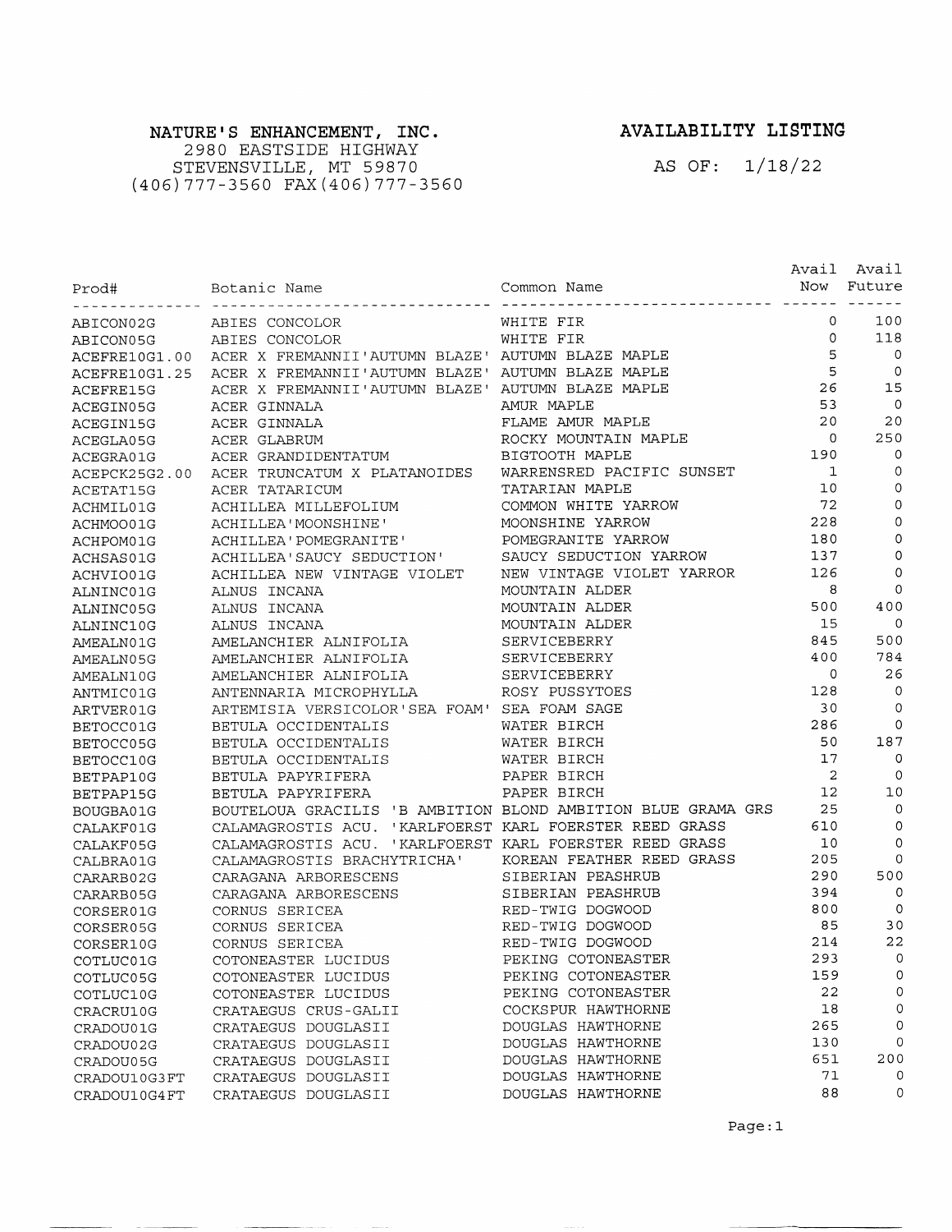**NATURE'S ENHANCEMENT, INC.**
2980 EASTSIDE HIGHWAY
STEVENSVILLE, MT 59870
(406)777-3560 FAX(406)777-3560

**AVAILABILITY LISTING**

AS OF: 1/18/22

| Prod# | Botanic Name | Common Name | Avail Now | Avail Future |
|---|---|---|---|---|
| ABICON02G | ABIES CONCOLOR | WHITE FIR | 0 | 100 |
| ABICON05G | ABIES CONCOLOR | WHITE FIR | 0 | 118 |
| ACEFRE10G1.00 | ACER X FREMANNII'AUTUMN BLAZE' | AUTUMN BLAZE MAPLE | 5 | 0 |
| ACEFRE10G1.25 | ACER X FREMANNII'AUTUMN BLAZE' | AUTUMN BLAZE MAPLE | 5 | 0 |
| ACEFRE15G | ACER X FREMANNII'AUTUMN BLAZE' | AUTUMN BLAZE MAPLE | 26 | 15 |
| ACEGIN05G | ACER GINNALA | AMUR MAPLE | 53 | 0 |
| ACEGIN15G | ACER GINNALA | FLAME AMUR MAPLE | 20 | 20 |
| ACEGLA05G | ACER GLABRUM | ROCKY MOUNTAIN MAPLE | 0 | 250 |
| ACEGRA01G | ACER GRANDIDENTATUM | BIGTOOTH MAPLE | 190 | 0 |
| ACEPCK25G2.00 | ACER TRUNCATUM X PLATANOIDES | WARRENSRED PACIFIC SUNSET | 1 | 0 |
| ACETAT15G | ACER TATARICUM | TATARIAN MAPLE | 10 | 0 |
| ACHMIL01G | ACHILLEA MILLEFOLIUM | COMMON WHITE YARROW | 72 | 0 |
| ACHMOO01G | ACHILLEA'MOONSHINE' | MOONSHINE YARROW | 228 | 0 |
| ACHPOM01G | ACHILLEA'POMEGRANITE' | POMEGRANITE YARROW | 180 | 0 |
| ACHSAS01G | ACHILLEA'SAUCY SEDUCTION' | SAUCY SEDUCTION YARROW | 137 | 0 |
| ACHVIO01G | ACHILLEA NEW VINTAGE VIOLET | NEW VINTAGE VIOLET YARROW | 126 | 0 |
| ALNINC01G | ALNUS INCANA | MOUNTAIN ALDER | 8 | 0 |
| ALNINC05G | ALNUS INCANA | MOUNTAIN ALDER | 500 | 400 |
| ALNINC10G | ALNUS INCANA | MOUNTAIN ALDER | 15 | 0 |
| AMEALN01G | AMELANCHIER ALNIFOLIA | SERVICEBERRY | 845 | 500 |
| AMEALN05G | AMELANCHIER ALNIFOLIA | SERVICEBERRY | 400 | 784 |
| AMEALN10G | AMELANCHIER ALNIFOLIA | SERVICEBERRY | 0 | 26 |
| ANTMIC01G | ANTENNARIA MICROPHYLLA | ROSY PUSSYTOES | 128 | 0 |
| ARTVER01G | ARTEMISIA VERSICOLOR'SEA FOAM' | SEA FOAM SAGE | 30 | 0 |
| BETOCC01G | BETULA OCCIDENTALIS | WATER BIRCH | 286 | 0 |
| BETOCC05G | BETULA OCCIDENTALIS | WATER BIRCH | 50 | 187 |
| BETOCC10G | BETULA OCCIDENTALIS | WATER BIRCH | 17 | 0 |
| BETPAP10G | BETULA PAPYRIFERA | PAPER BIRCH | 2 | 0 |
| BETPAP15G | BETULA PAPYRIFERA | PAPER BIRCH | 12 | 10 |
| BOUGBA01G | BOUTELOUA GRACILIS 'B AMBITION | BLOND AMBITION BLUE GRAMA GRS | 25 | 0 |
| CALAKF01G | CALAMAGROSTIS ACU. 'KARLFOERST | KARL FOERSTER REED GRASS | 610 | 0 |
| CALAKF05G | CALAMAGROSTIS ACU. 'KARLFOERST | KARL FOERSTER REED GRASS | 10 | 0 |
| CALBRA01G | CALAMAGROSTIS BRACHYTRICHA' | KOREAN FEATHER REED GRASS | 205 | 0 |
| CARARB02G | CARAGANA ARBORESCENS | SIBERIAN PEASHRUB | 290 | 500 |
| CARARB05G | CARAGANA ARBORESCENS | SIBERIAN PEASHRUB | 394 | 0 |
| CORSER01G | CORNUS SERICEA | RED-TWIG DOGWOOD | 800 | 0 |
| CORSER05G | CORNUS SERICEA | RED-TWIG DOGWOOD | 85 | 30 |
| CORSER10G | CORNUS SERICEA | RED-TWIG DOGWOOD | 214 | 22 |
| COTLUC01G | COTONEASTER LUCIDUS | PEKING COTONEASTER | 293 | 0 |
| COTLUC05G | COTONEASTER LUCIDUS | PEKING COTONEASTER | 159 | 0 |
| COTLUC10G | COTONEASTER LUCIDUS | PEKING COTONEASTER | 22 | 0 |
| CRACRU10G | CRATAEGUS CRUS-GALII | COCKSPUR HAWTHORNE | 18 | 0 |
| CRADOU01G | CRATAEGUS DOUGLASII | DOUGLAS HAWTHORNE | 265 | 0 |
| CRADOU02G | CRATAEGUS DOUGLASII | DOUGLAS HAWTHORNE | 130 | 0 |
| CRADOU05G | CRATAEGUS DOUGLASII | DOUGLAS HAWTHORNE | 651 | 200 |
| CRADOU10G3FT | CRATAEGUS DOUGLASII | DOUGLAS HAWTHORNE | 71 | 0 |
| CRADOU10G4FT | CRATAEGUS DOUGLASII | DOUGLAS HAWTHORNE | 88 | 0 |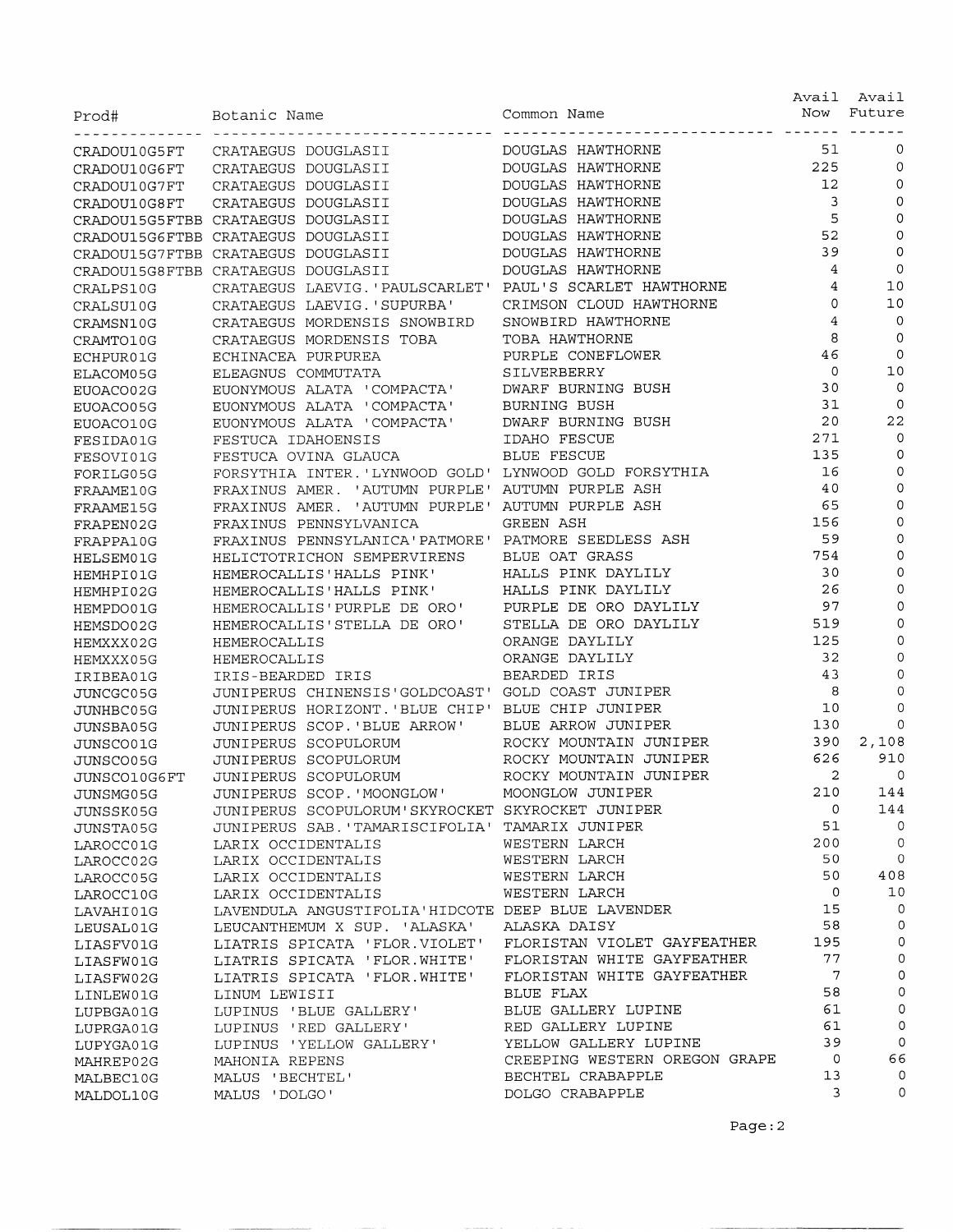| Prod# | Botanic Name | Common Name | Avail Now | Avail Future |
|---|---|---|---|---|
| CRADOU10G5FT | CRATAEGUS DOUGLASII | DOUGLAS HAWTHORNE | 51 | 0 |
| CRADOU10G6FT | CRATAEGUS DOUGLASII | DOUGLAS HAWTHORNE | 225 | 0 |
| CRADOU10G7FT | CRATAEGUS DOUGLASII | DOUGLAS HAWTHORNE | 12 | 0 |
| CRADOU10G8FT | CRATAEGUS DOUGLASII | DOUGLAS HAWTHORNE | 3 | 0 |
| CRADOU15G5FTBB | CRATAEGUS DOUGLASII | DOUGLAS HAWTHORNE | 5 | 0 |
| CRADOU15G6FTBB | CRATAEGUS DOUGLASII | DOUGLAS HAWTHORNE | 52 | 0 |
| CRADOU15G7FTBB | CRATAEGUS DOUGLASII | DOUGLAS HAWTHORNE | 39 | 0 |
| CRADOU15G8FTBB | CRATAEGUS DOUGLASII | DOUGLAS HAWTHORNE | 4 | 0 |
| CRALPS10G | CRATAEGUS LAEVIG.'PAULSCARLET' | PAUL'S SCARLET HAWTHORNE | 4 | 10 |
| CRALSU10G | CRATAEGUS LAEVIG.'SUPURBA' | CRIMSON CLOUD HAWTHORNE | 0 | 10 |
| CRAMSN10G | CRATAEGUS MORDENSIS SNOWBIRD | SNOWBIRD HAWTHORNE | 4 | 0 |
| CRAMTO10G | CRATAEGUS MORDENSIS TOBA | TOBA HAWTHORNE | 8 | 0 |
| ECHPUR01G | ECHINACEA PURPUREA | PURPLE CONEFLOWER | 46 | 0 |
| ELACOM05G | ELEAGNUS COMMUTATA | SILVERBERRY | 0 | 10 |
| EUOACO02G | EUONYMOUS ALATA 'COMPACTA' | DWARF BURNING BUSH | 30 | 0 |
| EUOACO05G | EUONYMOUS ALATA 'COMPACTA' | BURNING BUSH | 31 | 0 |
| EUOACO10G | EUONYMOUS ALATA 'COMPACTA' | DWARF BURNING BUSH | 20 | 22 |
| FESIDA01G | FESTUCA IDAHOENSIS | IDAHO FESCUE | 271 | 0 |
| FESOVI01G | FESTUCA OVINA GLAUCA | BLUE FESCUE | 135 | 0 |
| FORILG05G | FORSYTHIA INTER.'LYNWOOD GOLD' | LYNWOOD GOLD FORSYTHIA | 16 | 0 |
| FRAAME10G | FRAXINUS AMER. 'AUTUMN PURPLE' | AUTUMN PURPLE ASH | 40 | 0 |
| FRAAME15G | FRAXINUS AMER. 'AUTUMN PURPLE' | AUTUMN PURPLE ASH | 65 | 0 |
| FRAPEN02G | FRAXINUS PENNSYLVANICA | GREEN ASH | 156 | 0 |
| FRAPPA10G | FRAXINUS PENNSYLANICA'PATMORE' | PATMORE SEEDLESS ASH | 59 | 0 |
| HELSEM01G | HELICTOTRICHON SEMPERVIRENS | BLUE OAT GRASS | 754 | 0 |
| HEMHPI01G | HEMEROCALLIS'HALLS PINK' | HALLS PINK DAYLILY | 30 | 0 |
| HEMHPI02G | HEMEROCALLIS'HALLS PINK' | HALLS PINK DAYLILY | 26 | 0 |
| HEMPDO01G | HEMEROCALLIS'PURPLE DE ORO' | PURPLE DE ORO DAYLILY | 97 | 0 |
| HEMSDO02G | HEMEROCALLIS'STELLA DE ORO' | STELLA DE ORO DAYLILY | 519 | 0 |
| HEMXXX02G | HEMEROCALLIS | ORANGE DAYLILY | 125 | 0 |
| HEMXXX05G | HEMEROCALLIS | ORANGE DAYLILY | 32 | 0 |
| IRIBEA01G | IRIS-BEARDED IRIS | BEARDED IRIS | 43 | 0 |
| JUNCGC05G | JUNIPERUS CHINENSIS'GOLDCOAST' | GOLD COAST JUNIPER | 8 | 0 |
| JUNHBC05G | JUNIPERUS HORIZONT.'BLUE CHIP' | BLUE CHIP JUNIPER | 10 | 0 |
| JUNSBA05G | JUNIPERUS SCOP.'BLUE ARROW' | BLUE ARROW JUNIPER | 130 | 0 |
| JUNSCO01G | JUNIPERUS SCOPULORUM | ROCKY MOUNTAIN JUNIPER | 390 | 2,108 |
| JUNSCO05G | JUNIPERUS SCOPULORUM | ROCKY MOUNTAIN JUNIPER | 626 | 910 |
| JUNSCO10G6FT | JUNIPERUS SCOPULORUM | ROCKY MOUNTAIN JUNIPER | 2 | 0 |
| JUNSMG05G | JUNIPERUS SCOP.'MOONGLOW' | MOONGLOW JUNIPER | 210 | 144 |
| JUNSSK05G | JUNIPERUS SCOPULORUM'SKYROCKET | SKYROCKET JUNIPER | 0 | 144 |
| JUNSTA05G | JUNIPERUS SAB.'TAMARISCIFOLIA' | TAMARIX JUNIPER | 51 | 0 |
| LAROCC01G | LARIX OCCIDENTALIS | WESTERN LARCH | 200 | 0 |
| LAROCC02G | LARIX OCCIDENTALIS | WESTERN LARCH | 50 | 0 |
| LAROCC05G | LARIX OCCIDENTALIS | WESTERN LARCH | 50 | 408 |
| LAROCC10G | LARIX OCCIDENTALIS | WESTERN LARCH | 0 | 10 |
| LAVAHI01G | LAVENDULA ANGUSTIFOLIA'HIDCOTE | DEEP BLUE LAVENDER | 15 | 0 |
| LEUSAL01G | LEUCANTHEMUM X SUP. 'ALASKA' | ALASKA DAISY | 58 | 0 |
| LIASFV01G | LIATRIS SPICATA 'FLOR.VIOLET' | FLORISTAN VIOLET GAYFEATHER | 195 | 0 |
| LIASFW01G | LIATRIS SPICATA 'FLOR.WHITE' | FLORISTAN WHITE GAYFEATHER | 77 | 0 |
| LIASFW02G | LIATRIS SPICATA 'FLOR.WHITE' | FLORISTAN WHITE GAYFEATHER | 7 | 0 |
| LINLEW01G | LINUM LEWISII | BLUE FLAX | 58 | 0 |
| LUPBGA01G | LUPINUS 'BLUE GALLERY' | BLUE GALLERY LUPINE | 61 | 0 |
| LUPRGA01G | LUPINUS 'RED GALLERY' | RED GALLERY LUPINE | 61 | 0 |
| LUPYGA01G | LUPINUS 'YELLOW GALLERY' | YELLOW GALLERY LUPINE | 39 | 0 |
| MAHREP02G | MAHONIA REPENS | CREEPING WESTERN OREGON GRAPE | 0 | 66 |
| MALBEC10G | MALUS 'BECHTEL' | BECHTEL CRABAPPLE | 13 | 0 |
| MALDOL10G | MALUS 'DOLGO' | DOLGO CRABAPPLE | 3 | 0 |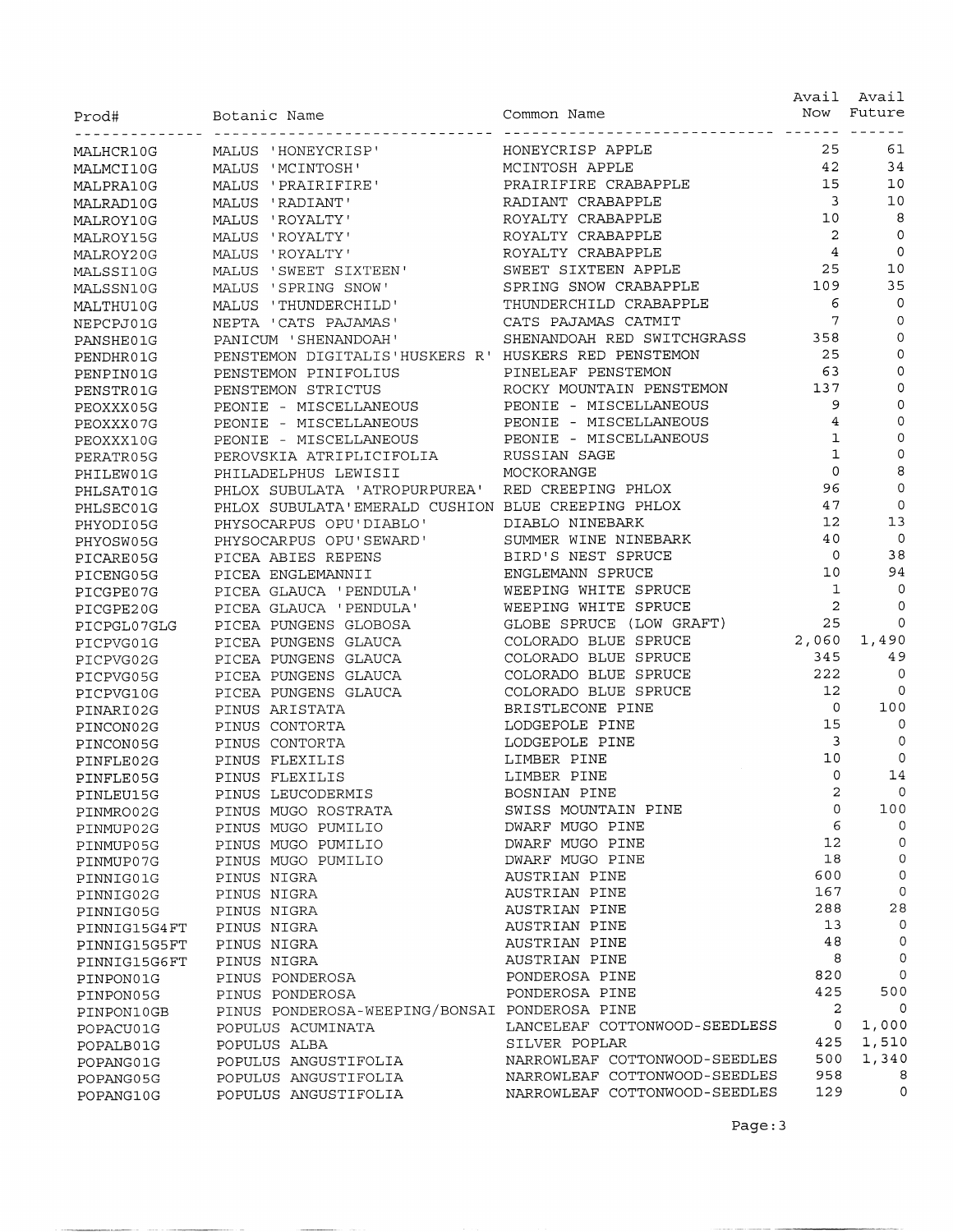| Prod# | Botanic Name | Common Name | Avail Now | Avail Future |
|---|---|---|---|---|
| MALHCR10G | MALUS 'HONEYCRISP' | HONEYCRISP APPLE | 25 | 61 |
| MALMCI10G | MALUS 'MCINTOSH' | MCINTOSH APPLE | 42 | 34 |
| MALPRA10G | MALUS 'PRAIRIFIRE' | PRAIRIFIRE CRABAPPLE | 15 | 10 |
| MALRAD10G | MALUS 'RADIANT' | RADIANT CRABAPPLE | 3 | 10 |
| MALROY10G | MALUS 'ROYALTY' | ROYALTY CRABAPPLE | 10 | 8 |
| MALROY15G | MALUS 'ROYALTY' | ROYALTY CRABAPPLE | 2 | 0 |
| MALROY20G | MALUS 'ROYALTY' | ROYALTY CRABAPPLE | 4 | 0 |
| MALSSI10G | MALUS 'SWEET SIXTEEN' | SWEET SIXTEEN APPLE | 25 | 10 |
| MALSSN10G | MALUS 'SPRING SNOW' | SPRING SNOW CRABAPPLE | 109 | 35 |
| MALTHU10G | MALUS 'THUNDERCHILD' | THUNDERCHILD CRABAPPLE | 6 | 0 |
| NEPCPJ01G | NEPTA 'CATS PAJAMAS' | CATS PAJAMAS CATMIT | 7 | 0 |
| PANSHE01G | PANICUM 'SHENANDOAH' | SHENANDOAH RED SWITCHGRASS | 358 | 0 |
| PENDHR01G | PENSTEMON DIGITALIS'HUSKERS R' | HUSKERS RED PENSTEMON | 25 | 0 |
| PENPIN01G | PENSTEMON PINIFOLIUS | PINELEAF PENSTEMON | 63 | 0 |
| PENSTR01G | PENSTEMON STRICTUS | ROCKY MOUNTAIN PENSTEMON | 137 | 0 |
| PEOXXX05G | PEONIE - MISCELLANEOUS | PEONIE - MISCELLANEOUS | 9 | 0 |
| PEOXXX07G | PEONIE - MISCELLANEOUS | PEONIE - MISCELLANEOUS | 4 | 0 |
| PEOXXX10G | PEONIE - MISCELLANEOUS | PEONIE - MISCELLANEOUS | 1 | 0 |
| PERATR05G | PEROVSKIA ATRIPLICIFOLIA | RUSSIAN SAGE | 1 | 0 |
| PHILEW01G | PHILADELPHUS LEWISII | MOCKORANGE | 0 | 8 |
| PHLSAT01G | PHLOX SUBULATA 'ATROPURPUREA' | RED CREEPING PHLOX | 96 | 0 |
| PHLSEC01G | PHLOX SUBULATA'EMERALD CUSHION | BLUE CREEPING PHLOX | 47 | 0 |
| PHYODI05G | PHYSOCARPUS OPU'DIABLO' | DIABLO NINEBARK | 12 | 13 |
| PHYOSW05G | PHYSOCARPUS OPU'SEWARD' | SUMMER WINE NINEBARK | 40 | 0 |
| PICARE05G | PICEA ABIES REPENS | BIRD'S NEST SPRUCE | 0 | 38 |
| PICENG05G | PICEA ENGLEMANNII | ENGLEMANN SPRUCE | 10 | 94 |
| PICGPE07G | PICEA GLAUCA 'PENDULA' | WEEPING WHITE SPRUCE | 1 | 0 |
| PICGPE20G | PICEA GLAUCA 'PENDULA' | WEEPING WHITE SPRUCE | 2 | 0 |
| PICPGL07GLG | PICEA PUNGENS GLOBOSA | GLOBE SPRUCE (LOW GRAFT) | 25 | 0 |
| PICPVG01G | PICEA PUNGENS GLAUCA | COLORADO BLUE SPRUCE | 2,060 | 1,490 |
| PICPVG02G | PICEA PUNGENS GLAUCA | COLORADO BLUE SPRUCE | 345 | 49 |
| PICPVG05G | PICEA PUNGENS GLAUCA | COLORADO BLUE SPRUCE | 222 | 0 |
| PICPVG10G | PICEA PUNGENS GLAUCA | COLORADO BLUE SPRUCE | 12 | 0 |
| PINARI02G | PINUS ARISTATA | BRISTLECONE PINE | 0 | 100 |
| PINCON02G | PINUS CONTORTA | LODGEPOLE PINE | 15 | 0 |
| PINCON05G | PINUS CONTORTA | LODGEPOLE PINE | 3 | 0 |
| PINFLE02G | PINUS FLEXILIS | LIMBER PINE | 10 | 0 |
| PINFLE05G | PINUS FLEXILIS | LIMBER PINE | 0 | 14 |
| PINLEU15G | PINUS LEUCODERMIS | BOSNIAN PINE | 2 | 0 |
| PINMRO02G | PINUS MUGO ROSTRATA | SWISS MOUNTAIN PINE | 0 | 100 |
| PINMUP02G | PINUS MUGO PUMILIO | DWARF MUGO PINE | 6 | 0 |
| PINMUP05G | PINUS MUGO PUMILIO | DWARF MUGO PINE | 12 | 0 |
| PINMUP07G | PINUS MUGO PUMILIO | DWARF MUGO PINE | 18 | 0 |
| PINNIG01G | PINUS NIGRA | AUSTRIAN PINE | 600 | 0 |
| PINNIG02G | PINUS NIGRA | AUSTRIAN PINE | 167 | 0 |
| PINNIG05G | PINUS NIGRA | AUSTRIAN PINE | 288 | 28 |
| PINNIG15G4FT | PINUS NIGRA | AUSTRIAN PINE | 13 | 0 |
| PINNIG15G5FT | PINUS NIGRA | AUSTRIAN PINE | 48 | 0 |
| PINNIG15G6FT | PINUS NIGRA | AUSTRIAN PINE | 8 | 0 |
| PINPON01G | PINUS PONDEROSA | PONDEROSA PINE | 820 | 0 |
| PINPON05G | PINUS PONDEROSA | PONDEROSA PINE | 425 | 500 |
| PINPON10GB | PINUS PONDEROSA-WEEPING/BONSAI | PONDEROSA PINE | 2 | 0 |
| POPACU01G | POPULUS ACUMINATA | LANCELEAF COTTONWOOD-SEEDLESS | 0 | 1,000 |
| POPALB01G | POPULUS ALBA | SILVER POPLAR | 425 | 1,510 |
| POPANG01G | POPULUS ANGUSTIFOLIA | NARROWLEAF COTTONWOOD-SEEDLES | 500 | 1,340 |
| POPANG05G | POPULUS ANGUSTIFOLIA | NARROWLEAF COTTONWOOD-SEEDLES | 958 | 8 |
| POPANG10G | POPULUS ANGUSTIFOLIA | NARROWLEAF COTTONWOOD-SEEDLES | 129 | 0 |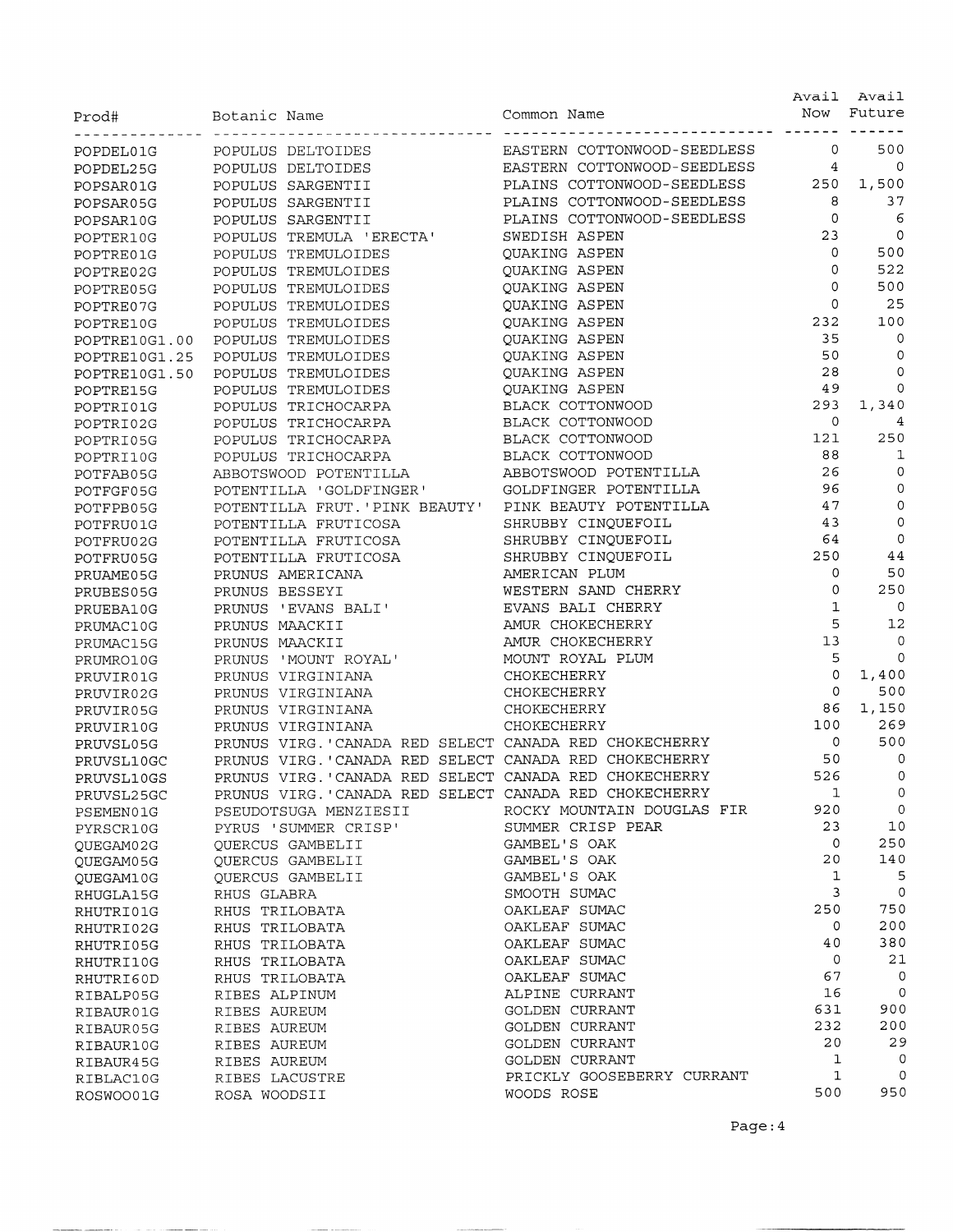| Prod# | Botanic Name | Common Name | Avail Now | Avail Future |
|---|---|---|---|---|
| POPDEL01G | POPULUS DELTOIDES | EASTERN COTTONWOOD-SEEDLESS | 0 | 500 |
| POPDEL25G | POPULUS DELTOIDES | EASTERN COTTONWOOD-SEEDLESS | 4 | 0 |
| POPSAR01G | POPULUS SARGENTII | PLAINS COTTONWOOD-SEEDLESS | 250 | 1,500 |
| POPSAR05G | POPULUS SARGENTII | PLAINS COTTONWOOD-SEEDLESS | 8 | 37 |
| POPSAR10G | POPULUS SARGENTII | PLAINS COTTONWOOD-SEEDLESS | 0 | 6 |
| POPTER10G | POPULUS TREMULA 'ERECTA' | SWEDISH ASPEN | 23 | 0 |
| POPTRE01G | POPULUS TREMULOIDES | QUAKING ASPEN | 0 | 500 |
| POPTRE02G | POPULUS TREMULOIDES | QUAKING ASPEN | 0 | 522 |
| POPTRE05G | POPULUS TREMULOIDES | QUAKING ASPEN | 0 | 500 |
| POPTRE07G | POPULUS TREMULOIDES | QUAKING ASPEN | 0 | 25 |
| POPTRE10G | POPULUS TREMULOIDES | QUAKING ASPEN | 232 | 100 |
| POPTRE10G1.00 | POPULUS TREMULOIDES | QUAKING ASPEN | 35 | 0 |
| POPTRE10G1.25 | POPULUS TREMULOIDES | QUAKING ASPEN | 50 | 0 |
| POPTRE10G1.50 | POPULUS TREMULOIDES | QUAKING ASPEN | 28 | 0 |
| POPTRE15G | POPULUS TREMULOIDES | QUAKING ASPEN | 49 | 0 |
| POPTRI01G | POPULUS TRICHOCARPA | BLACK COTTONWOOD | 293 | 1,340 |
| POPTRI02G | POPULUS TRICHOCARPA | BLACK COTTONWOOD | 0 | 4 |
| POPTRI05G | POPULUS TRICHOCARPA | BLACK COTTONWOOD | 121 | 250 |
| POPTRI10G | POPULUS TRICHOCARPA | BLACK COTTONWOOD | 88 | 1 |
| POTFAB05G | ABBOTSWOOD POTENTILLA | ABBOTSWOOD POTENTILLA | 26 | 0 |
| POTFGF05G | POTENTILLA 'GOLDFINGER' | GOLDFINGER POTENTILLA | 96 | 0 |
| POTFPB05G | POTENTILLA FRUT.'PINK BEAUTY' | PINK BEAUTY POTENTILLA | 47 | 0 |
| POTFRU01G | POTENTILLA FRUTICOSA | SHRUBBY CINQUEFOIL | 43 | 0 |
| POTFRU02G | POTENTILLA FRUTICOSA | SHRUBBY CINQUEFOIL | 64 | 0 |
| POTFRU05G | POTENTILLA FRUTICOSA | SHRUBBY CINQUEFOIL | 250 | 44 |
| PRUAME05G | PRUNUS AMERICANA | AMERICAN PLUM | 0 | 50 |
| PRUBES05G | PRUNUS BESSEYI | WESTERN SAND CHERRY | 0 | 250 |
| PRUEBA10G | PRUNUS 'EVANS BALI' | EVANS BALI CHERRY | 1 | 0 |
| PRUMAC10G | PRUNUS MAACKII | AMUR CHOKECHERRY | 5 | 12 |
| PRUMAC15G | PRUNUS MAACKII | AMUR CHOKECHERRY | 13 | 0 |
| PRUMRO10G | PRUNUS 'MOUNT ROYAL' | MOUNT ROYAL PLUM | 5 | 0 |
| PRUVIR01G | PRUNUS VIRGINIANA | CHOKECHERRY | 0 | 1,400 |
| PRUVIR02G | PRUNUS VIRGINIANA | CHOKECHERRY | 0 | 500 |
| PRUVIR05G | PRUNUS VIRGINIANA | CHOKECHERRY | 86 | 1,150 |
| PRUVIR10G | PRUNUS VIRGINIANA | CHOKECHERRY | 100 | 269 |
| PRUVSL05G | PRUNUS VIRG.'CANADA RED SELECT | CANADA RED CHOKECHERRY | 0 | 500 |
| PRUVSL10GC | PRUNUS VIRG.'CANADA RED SELECT | CANADA RED CHOKECHERRY | 50 | 0 |
| PRUVSL10GS | PRUNUS VIRG.'CANADA RED SELECT | CANADA RED CHOKECHERRY | 526 | 0 |
| PRUVSL25GC | PRUNUS VIRG.'CANADA RED SELECT | CANADA RED CHOKECHERRY | 1 | 0 |
| PSEMEN01G | PSEUDOTSUGA MENZIESII | ROCKY MOUNTAIN DOUGLAS FIR | 920 | 0 |
| PYRSCR10G | PYRUS 'SUMMER CRISP' | SUMMER CRISP PEAR | 23 | 10 |
| QUEGAM02G | QUERCUS GAMBELII | GAMBEL'S OAK | 0 | 250 |
| QUEGAM05G | QUERCUS GAMBELII | GAMBEL'S OAK | 20 | 140 |
| QUEGAM10G | QUERCUS GAMBELII | GAMBEL'S OAK | 1 | 5 |
| RHUGLA15G | RHUS GLABRA | SMOOTH SUMAC | 3 | 0 |
| RHUTRI01G | RHUS TRILOBATA | OAKLEAF SUMAC | 250 | 750 |
| RHUTRI02G | RHUS TRILOBATA | OAKLEAF SUMAC | 0 | 200 |
| RHUTRI05G | RHUS TRILOBATA | OAKLEAF SUMAC | 40 | 380 |
| RHUTRI10G | RHUS TRILOBATA | OAKLEAF SUMAC | 0 | 21 |
| RHUTRI60D | RHUS TRILOBATA | OAKLEAF SUMAC | 67 | 0 |
| RIBALP05G | RIBES ALPINUM | ALPINE CURRANT | 16 | 0 |
| RIBAUR01G | RIBES AUREUM | GOLDEN CURRANT | 631 | 900 |
| RIBAUR05G | RIBES AUREUM | GOLDEN CURRANT | 232 | 200 |
| RIBAUR10G | RIBES AUREUM | GOLDEN CURRANT | 20 | 29 |
| RIBAUR45G | RIBES AUREUM | GOLDEN CURRANT | 1 | 0 |
| RIBLAC10G | RIBES LACUSTRE | PRICKLY GOOSEBERRY CURRANT | 1 | 0 |
| ROSWOO01G | ROSA WOODSII | WOODS ROSE | 500 | 950 |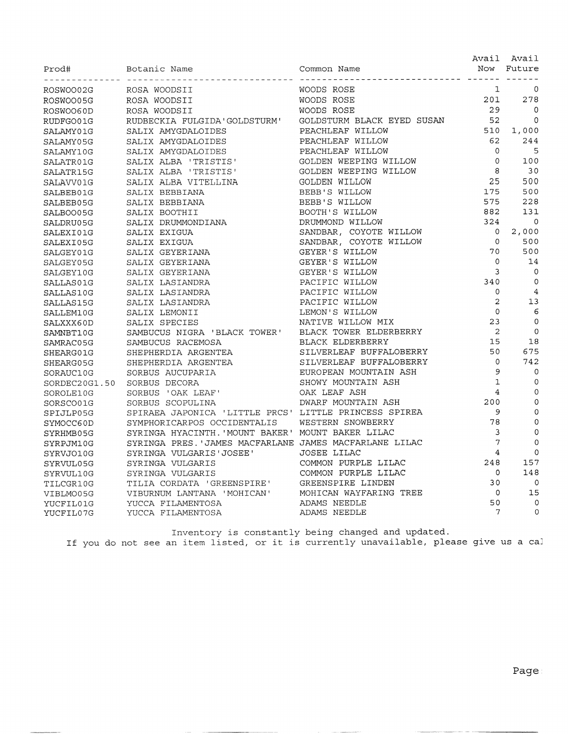| Prod# | Botanic Name | Common Name | Avail Now | Avail Future |
|---|---|---|---|---|
| ROSWOO02G | ROSA WOODSII | WOODS ROSE | 1 | 0 |
| ROSWOO05G | ROSA WOODSII | WOODS ROSE | 201 | 278 |
| ROSWOO60D | ROSA WOODSII | WOODS ROSE | 29 | 0 |
| RUDFGO01G | RUDBECKIA FULGIDA'GOLDSTURM' | GOLDSTURM BLACK EYED SUSAN | 52 | 0 |
| SALAMY01G | SALIX AMYGDALOIDES | PEACHLEAF WILLOW | 510 | 1,000 |
| SALAMY05G | SALIX AMYGDALOIDES | PEACHLEAF WILLOW | 62 | 244 |
| SALAMY10G | SALIX AMYGDALOIDES | PEACHLEAF WILLOW | 0 | 5 |
| SALATR01G | SALIX ALBA 'TRISTIS' | GOLDEN WEEPING WILLOW | 0 | 100 |
| SALATR15G | SALIX ALBA 'TRISTIS' | GOLDEN WEEPING WILLOW | 8 | 30 |
| SALAVV01G | SALIX ALBA VITELLINA | GOLDEN WILLOW | 25 | 500 |
| SALBEB01G | SALIX BEBBIANA | BEBB'S WILLOW | 175 | 500 |
| SALBEB05G | SALIX BEBBIANA | BEBB'S WILLOW | 575 | 228 |
| SALBOO05G | SALIX BOOTHII | BOOTH'S WILLOW | 882 | 131 |
| SALDRU05G | SALIX DRUMMONDIANA | DRUMMOND WILLOW | 324 | 0 |
| SALEXI01G | SALIX EXIGUA | SANDBAR, COYOTE WILLOW | 0 | 2,000 |
| SALEXI05G | SALIX EXIGUA | SANDBAR, COYOTE WILLOW | 0 | 500 |
| SALGEY01G | SALIX GEYERIANA | GEYER'S WILLOW | 70 | 500 |
| SALGEY05G | SALIX GEYERIANA | GEYER'S WILLOW | 0 | 14 |
| SALGEY10G | SALIX GEYERIANA | GEYER'S WILLOW | 3 | 0 |
| SALLAS01G | SALIX LASIANDRA | PACIFIC WILLOW | 340 | 0 |
| SALLAS10G | SALIX LASIANDRA | PACIFIC WILLOW | 0 | 4 |
| SALLAS15G | SALIX LASIANDRA | PACIFIC WILLOW | 2 | 13 |
| SALLEM10G | SALIX LEMONII | LEMON'S WILLOW | 0 | 6 |
| SALXXX60D | SALIX SPECIES | NATIVE WILLOW MIX | 23 | 0 |
| SAMNBT10G | SAMBUCUS NIGRA 'BLACK TOWER' | BLACK TOWER ELDERBERRY | 2 | 0 |
| SAMRAC05G | SAMBUCUS RACEMOSA | BLACK ELDERBERRY | 15 | 18 |
| SHEARG01G | SHEPHERDIA ARGENTEA | SILVERLEAF BUFFALOBERRY | 50 | 675 |
| SHEARG05G | SHEPHERDIA ARGENTEA | SILVERLEAF BUFFALOBERRY | 0 | 742 |
| SORAUC10G | SORBUS AUCUPARIA | EUROPEAN MOUNTAIN ASH | 9 | 0 |
| SORDEC20G1.50 | SORBUS DECORA | SHOWY MOUNTAIN ASH | 1 | 0 |
| SOROLE10G | SORBUS 'OAK LEAF' | OAK LEAF ASH | 4 | 0 |
| SORSCO01G | SORBUS SCOPULINA | DWARF MOUNTAIN ASH | 200 | 0 |
| SPIJLP05G | SPIRAEA JAPONICA 'LITTLE PRCS' | LITTLE PRINCESS SPIREA | 9 | 0 |
| SYMOCC60D | SYMPHORICARPOS OCCIDENTALIS | WESTERN SNOWBERRY | 78 | 0 |
| SYRHMB05G | SYRINGA HYACINTH.'MOUNT BAKER' | MOUNT BAKER LILAC | 3 | 0 |
| SYRPJM10G | SYRINGA PRES.'JAMES MACFARLANE | JAMES MACFARLANE LILAC | 7 | 0 |
| SYRVJO10G | SYRINGA VULGARIS'JOSEE' | JOSEE LILAC | 4 | 0 |
| SYRVUL05G | SYRINGA VULGARIS | COMMON PURPLE LILAC | 248 | 157 |
| SYRVUL10G | SYRINGA VULGARIS | COMMON PURPLE LILAC | 0 | 148 |
| TILCGR10G | TILIA CORDATA 'GREENSPIRE' | GREENSPIRE LINDEN | 30 | 0 |
| VIBLMO05G | VIBURNUM LANTANA 'MOHICAN' | MOHICAN WAYFARING TREE | 0 | 15 |
| YUCFIL01G | YUCCA FILAMENTOSA | ADAMS NEEDLE | 50 | 0 |
| YUCFIL07G | YUCCA FILAMENTOSA | ADAMS NEEDLE | 7 | 0 |

Inventory is constantly being changed and updated.
If you do not see an item listed, or it is currently unavailable, please give us a cal